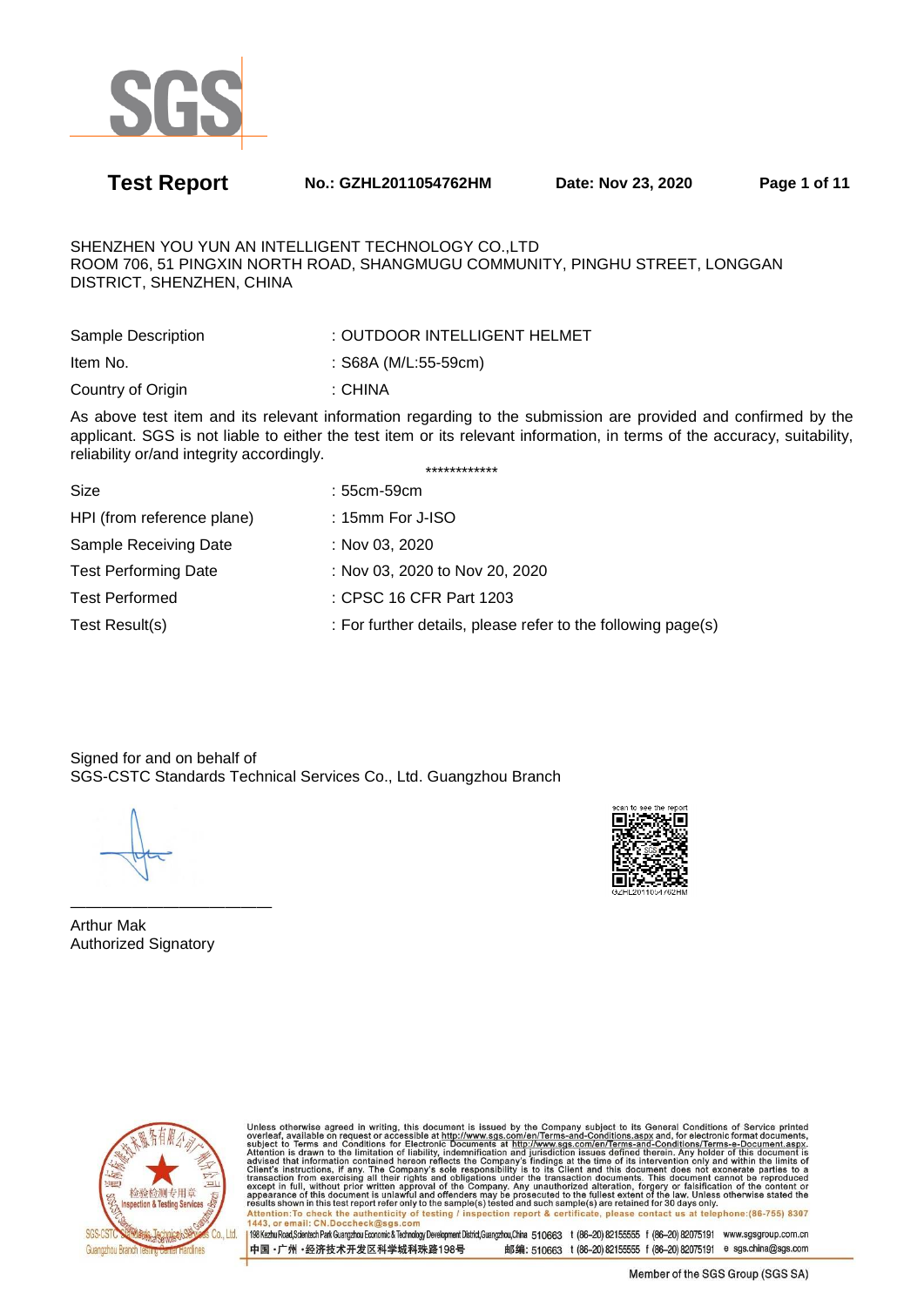**Test Report** **No.: GZHL2011054762HM** **Date: Nov 23, 2020**

SHENZHEN YOU YUN AN INTELLIGENT TECHNOLOGY CO.,LTD
ROOM 706, 51 PINGXIN NORTH ROAD, SHANGMUGU COMMUNITY, PINGHU STREET, LONGGAN DISTRICT, SHENZHEN, CHINA

| | |
|---|---|
| Sample Description | : OUTDOOR INTELLIGENT HELMET |
| Item No. | : S68A (M/L:55-59cm) |
| Country of Origin | : CHINA |

As above test item and its relevant information regarding to the submission are provided and confirmed by the applicant. SGS is not liable to either the test item or its relevant information, in terms of the accuracy, suitability, reliability or/and integrity accordingly.

************

| | |
|---|---|
| Size | : 55cm-59cm |
| HPI (from reference plane) | : 15mm For J-ISO |
| Sample Receiving Date | : Nov 03, 2020 |
| Test Performing Date | : Nov 03, 2020 to Nov 20, 2020 |
| Test Performed | : CPSC 16 CFR Part 1203 |
| Test Result(s) | : For further details, please refer to the following page(s) |

Signed for and on behalf of
SGS-CSTC Standards Technical Services Co., Ltd. Guangzhou Branch

Arthur Mak
Authorized Signatory

scan to see the report
GZHL2011054762HM

Unless otherwise agreed in writing, this document is issued by the Company subject to its General Conditions of Service printed overleaf, available on request or accessible at http://www.sgs.com/en/Terms-and-Conditions.aspx and, for electronic format documents, subject to Terms and Conditions for Electronic Documents at http://www.sgs.com/en/Terms-and-Conditions/Terms-e-Document.aspx. Attention is drawn to the limitation of liability, indemnification and jurisdiction issues defined therein. Any holder of this document is advised that information contained hereon reflects the Company's findings at the time of its intervention only and within the limits of Client's instructions, if any. The Company's sole responsibility is to its Client and this document does not exonerate parties to a transaction from exercising all their rights and obligations under the transaction documents. This document cannot be reproduced except in full, without prior written approval of the Company. Any unauthorized alteration, forgery or falsification of the content or appearance of this document is unlawful and offenders may be prosecuted to the fullest extent of the law. Unless otherwise stated the results shown in this test report refer only to the sample(s) tested and such sample(s) are retained for 30 days only.
Attention:To check the authenticity of testing / inspection report & certificate, please contact us at telephone:(86-755) 8307 1443, or email: CN.Doccheck@sgs.com

198 Kezhu Road,Scientech Park Guangzhou Economic & Technology Development District,Guangzhou,China 510663 t (86-20) 82155555 f (86-20) 82075191 www.sgsgroup.com.cn
中国·广州·经济技术开发区科学城科珠路198号 邮编: 510663 t (86-20) 82155555 f (86-20) 82075191 e sgs.china@sgs.com

Member of the SGS Group (SGS SA)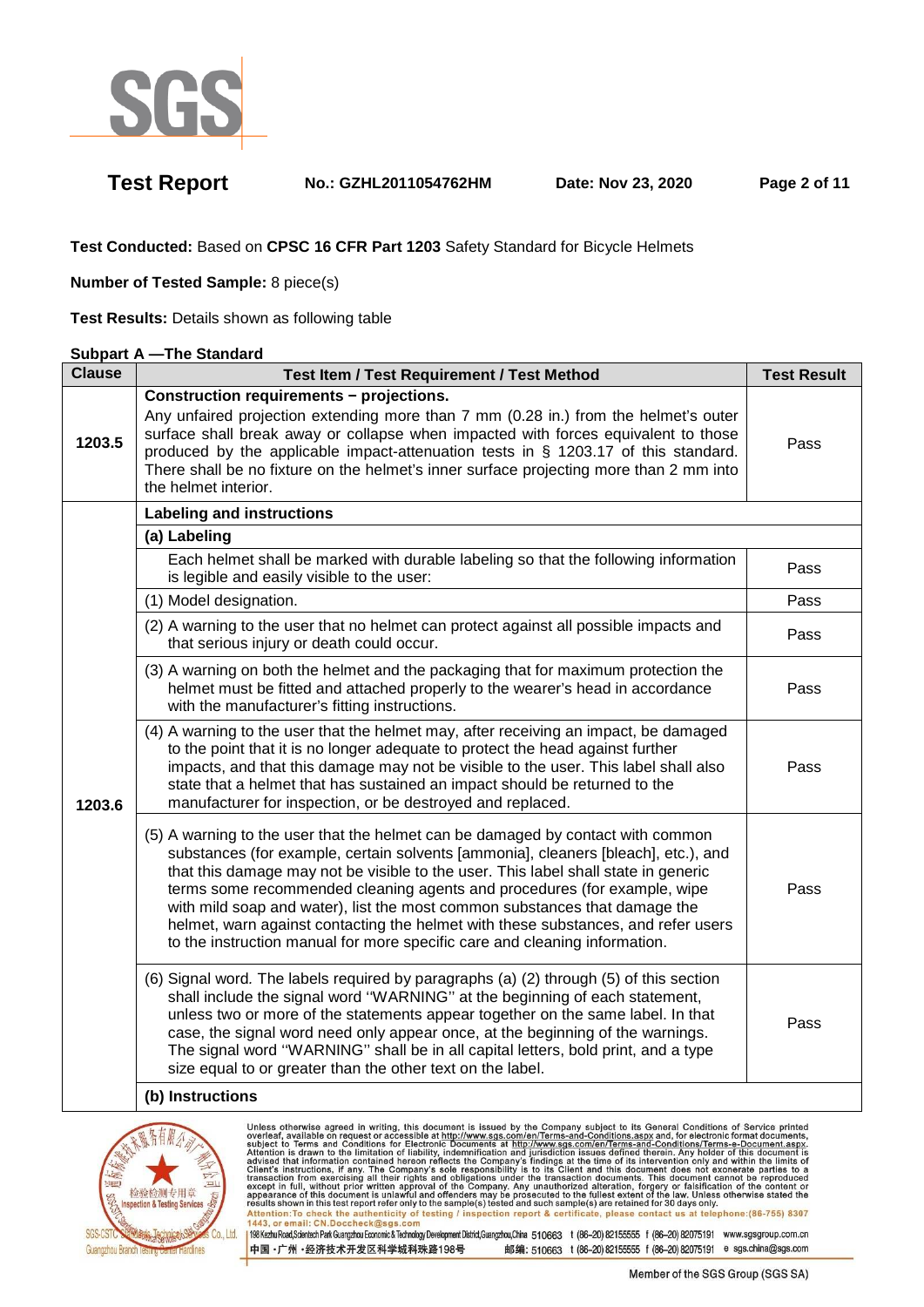**Test Conducted:** Based on **CPSC 16 CFR Part 1203** Safety Standard for Bicycle Helmets

**Number of Tested Sample:** 8 piece(s)

**Test Results:** Details shown as following table

**Subpart A —The Standard**

| Clause | Test Item / Test Requirement / Test Method | Test Result |
|---|---|---|
| 1203.5 | **Construction requirements − projections.** Any unfaired projection extending more than 7 mm (0.28 in.) from the helmet's outer surface shall break away or collapse when impacted with forces equivalent to those produced by the applicable impact-attenuation tests in § 1203.17 of this standard. There shall be no fixture on the helmet's inner surface projecting more than 2 mm into the helmet interior. | Pass |
| 1203.6 | **Labeling and instructions** | |
| | **(a) Labeling** | |
| | Each helmet shall be marked with durable labeling so that the following information is legible and easily visible to the user: | Pass |
| | (1) Model designation. | Pass |
| | (2) A warning to the user that no helmet can protect against all possible impacts and that serious injury or death could occur. | Pass |
| | (3) A warning on both the helmet and the packaging that for maximum protection the helmet must be fitted and attached properly to the wearer's head in accordance with the manufacturer's fitting instructions. | Pass |
| | (4) A warning to the user that the helmet may, after receiving an impact, be damaged to the point that it is no longer adequate to protect the head against further impacts, and that this damage may not be visible to the user. This label shall also state that a helmet that has sustained an impact should be returned to the manufacturer for inspection, or be destroyed and replaced. | Pass |
| | (5) A warning to the user that the helmet can be damaged by contact with common substances (for example, certain solvents [ammonia], cleaners [bleach], etc.), and that this damage may not be visible to the user. This label shall state in generic terms some recommended cleaning agents and procedures (for example, wipe with mild soap and water), list the most common substances that damage the helmet, warn against contacting the helmet with these substances, and refer users to the instruction manual for more specific care and cleaning information. | Pass |
| | (6) Signal word. The labels required by paragraphs (a) (2) through (5) of this section shall include the signal word "WARNING" at the beginning of each statement, unless two or more of the statements appear together on the same label. In that case, the signal word need only appear once, at the beginning of the warnings. The signal word "WARNING" shall be in all capital letters, bold print, and a type size equal to or greater than the other text on the label. | Pass |
| | **(b) Instructions** | |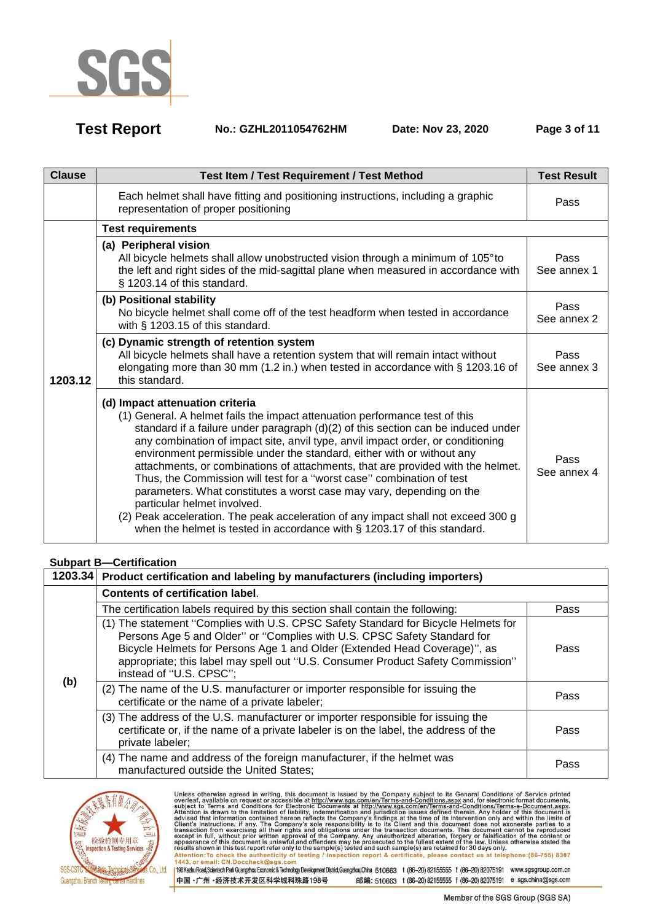| Clause | Test Item / Test Requirement / Test Method | Test Result |
|---|---|---|
| | Each helmet shall have fitting and positioning instructions, including a graphic representation of proper positioning | Pass |
| 1203.12 | **Test requirements** | |
| | **(a) Peripheral vision**<br>All bicycle helmets shall allow unobstructed vision through a minimum of 105°to the left and right sides of the mid-sagittal plane when measured in accordance with § 1203.14 of this standard. | Pass<br>See annex 1 |
| | **(b) Positional stability**<br>No bicycle helmet shall come off of the test headform when tested in accordance with § 1203.15 of this standard. | Pass<br>See annex 2 |
| | **(c) Dynamic strength of retention system**<br>All bicycle helmets shall have a retention system that will remain intact without elongating more than 30 mm (1.2 in.) when tested in accordance with § 1203.16 of this standard. | Pass<br>See annex 3 |
| | **(d) Impact attenuation criteria**<br>(1) General. A helmet fails the impact attenuation performance test of this standard if a failure under paragraph (d)(2) of this section can be induced under any combination of impact site, anvil type, anvil impact order, or conditioning environment permissible under the standard, either with or without any attachments, or combinations of attachments, that are provided with the helmet. Thus, the Commission will test for a ''worst case'' combination of test parameters. What constitutes a worst case may vary, depending on the particular helmet involved.<br>(2) Peak acceleration. The peak acceleration of any impact shall not exceed 300 g when the helmet is tested in accordance with § 1203.17 of this standard. | Pass<br>See annex 4 |

**Subpart B—Certification**

| 1203.34 | Product certification and labeling by manufacturers (including importers) | |
|---|---|---|
| (b) | **Contents of certification label**. | |
| | The certification labels required by this section shall contain the following: | Pass |
| | (1) The statement ''Complies with U.S. CPSC Safety Standard for Bicycle Helmets for Persons Age 5 and Older'' or ''Complies with U.S. CPSC Safety Standard for Bicycle Helmets for Persons Age 1 and Older (Extended Head Coverage)'', as appropriate; this label may spell out ''U.S. Consumer Product Safety Commission'' instead of ''U.S. CPSC''; | Pass |
| | (2) The name of the U.S. manufacturer or importer responsible for issuing the certificate or the name of a private labeler; | Pass |
| | (3) The address of the U.S. manufacturer or importer responsible for issuing the certificate or, if the name of a private labeler is on the label, the address of the private labeler; | Pass |
| | (4) The name and address of the foreign manufacturer, if the helmet was manufactured outside the United States; | Pass |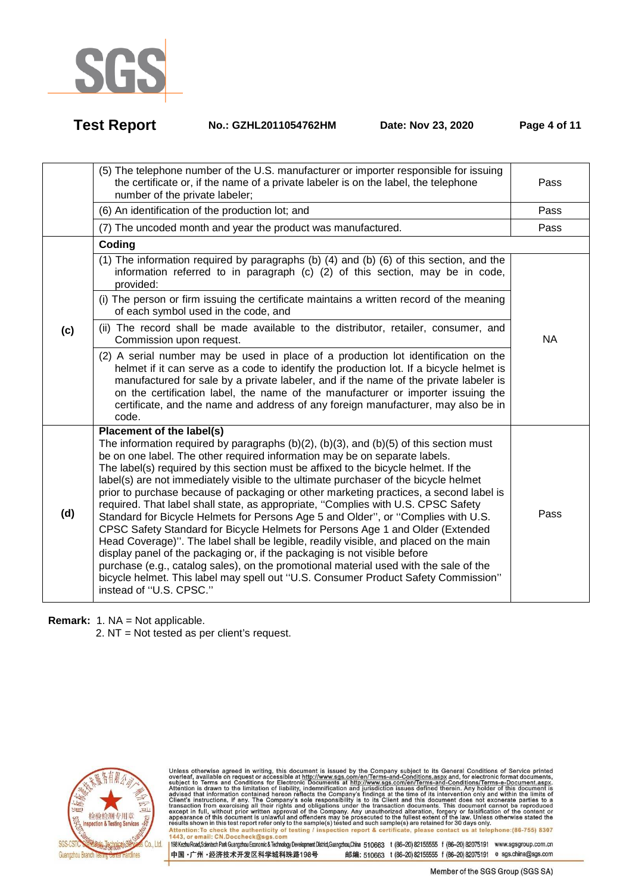| | | |
|---|---|---|
| | (5) The telephone number of the U.S. manufacturer or importer responsible for issuing the certificate or, if the name of a private labeler is on the label, the telephone number of the private labeler; | Pass |
| | (6) An identification of the production lot; and | Pass |
| | (7) The uncoded month and year the product was manufactured. | Pass |
| (c) | **Coding** | |
| | (1) The information required by paragraphs (b) (4) and (b) (6) of this section, and the information referred to in paragraph (c) (2) of this section, may be in code, provided: | NA |
| | (i) The person or firm issuing the certificate maintains a written record of the meaning of each symbol used in the code, and | |
| | (ii) The record shall be made available to the distributor, retailer, consumer, and Commission upon request. | |
| | (2) A serial number may be used in place of a production lot identification on the helmet if it can serve as a code to identify the production lot. If a bicycle helmet is manufactured for sale by a private labeler, and if the name of the private labeler is on the certification label, the name of the manufacturer or importer issuing the certificate, and the name and address of any foreign manufacturer, may also be in code. | |
| (d) | **Placement of the label(s)**<br>The information required by paragraphs (b)(2), (b)(3), and (b)(5) of this section must be on one label. The other required information may be on separate labels.<br>The label(s) required by this section must be affixed to the bicycle helmet. If the label(s) are not immediately visible to the ultimate purchaser of the bicycle helmet prior to purchase because of packaging or other marketing practices, a second label is required. That label shall state, as appropriate, ''Complies with U.S. CPSC Safety Standard for Bicycle Helmets for Persons Age 5 and Older'', or ''Complies with U.S. CPSC Safety Standard for Bicycle Helmets for Persons Age 1 and Older (Extended Head Coverage)''. The label shall be legible, readily visible, and placed on the main display panel of the packaging or, if the packaging is not visible before purchase (e.g., catalog sales), on the promotional material used with the sale of the bicycle helmet. This label may spell out ''U.S. Consumer Product Safety Commission'' instead of ''U.S. CPSC.'' | Pass |

**Remark:** 1. NA = Not applicable.
2. NT = Not tested as per client's request.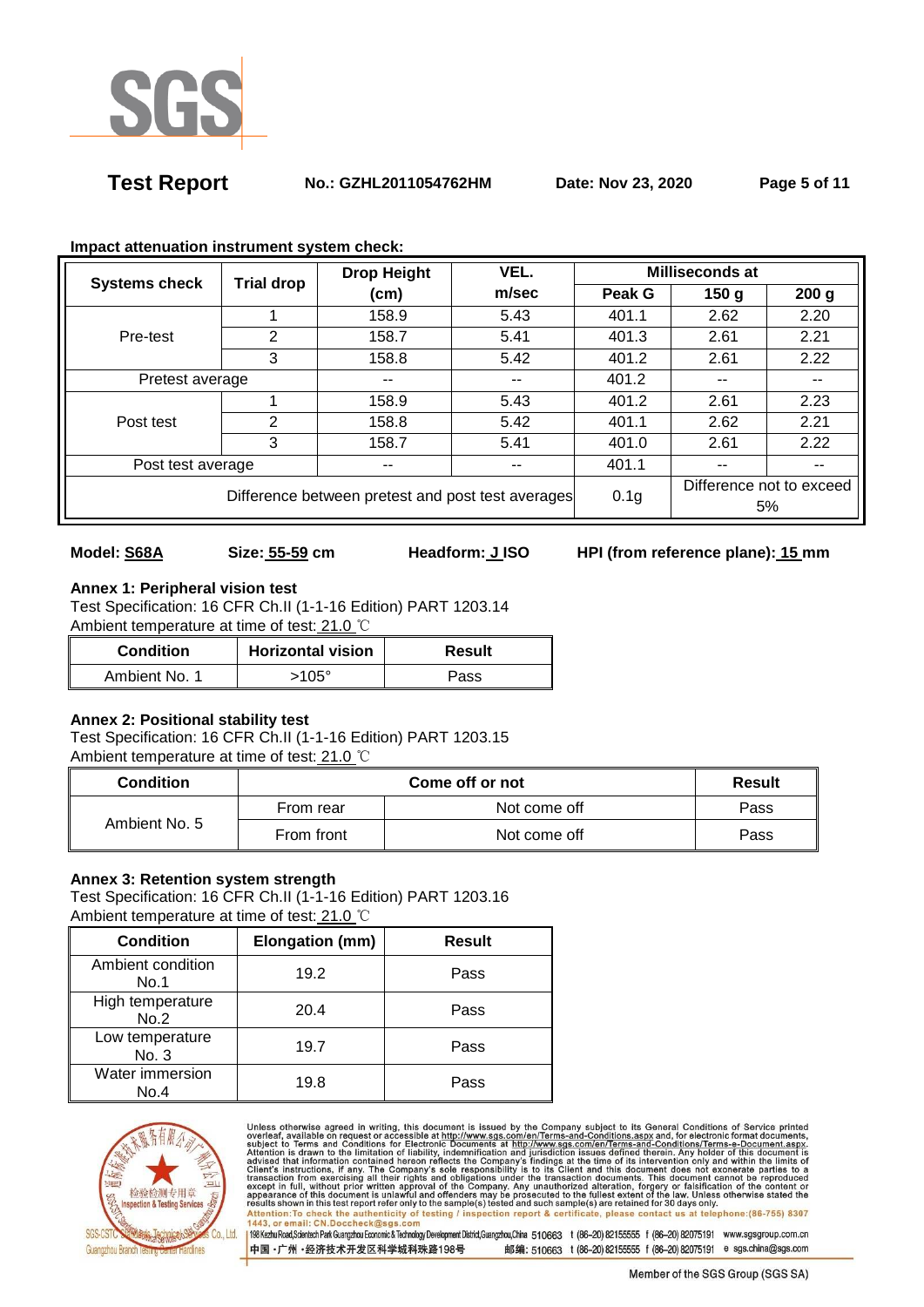**Impact attenuation instrument system check:**

| Systems check | Trial drop | Drop Height (cm) | VEL. m/sec | Milliseconds at | | |
|---|---|---|---|---|---|---|
| | | | | Peak G | 150 g | 200 g |
| Pre-test | 1 | 158.9 | 5.43 | 401.1 | 2.62 | 2.20 |
| | 2 | 158.7 | 5.41 | 401.3 | 2.61 | 2.21 |
| | 3 | 158.8 | 5.42 | 401.2 | 2.61 | 2.22 |
| Pretest average | | -- | -- | 401.2 | -- | -- |
| Post test | 1 | 158.9 | 5.43 | 401.2 | 2.61 | 2.23 |
| | 2 | 158.8 | 5.42 | 401.1 | 2.62 | 2.21 |
| | 3 | 158.7 | 5.41 | 401.0 | 2.61 | 2.22 |
| Post test average | | -- | -- | 401.1 | -- | -- |
| Difference between pretest and post test averages | | | | 0.1g | Difference not to exceed 5% | |

**Model:** S68A **Size:** 55-59 cm **Headform:** J ISO **HPI (from reference plane):** 15 mm

**Annex 1: Peripheral vision test**

Test Specification: 16 CFR Ch.II (1-1-16 Edition) PART 1203.14

Ambient temperature at time of test: 21.0 ℃

| Condition | Horizontal vision | Result |
|---|---|---|
| Ambient No. 1 | >105° | Pass |

**Annex 2: Positional stability test**

Test Specification: 16 CFR Ch.II (1-1-16 Edition) PART 1203.15

Ambient temperature at time of test: 21.0 ℃

| Condition | Come off or not | | Result |
|---|---|---|---|
| Ambient No. 5 | From rear | Not come off | Pass |
| | From front | Not come off | Pass |

**Annex 3: Retention system strength**

Test Specification: 16 CFR Ch.II (1-1-16 Edition) PART 1203.16

Ambient temperature at time of test: 21.0 ℃

| Condition | Elongation (mm) | Result |
|---|---|---|
| Ambient condition No.1 | 19.2 | Pass |
| High temperature No.2 | 20.4 | Pass |
| Low temperature No. 3 | 19.7 | Pass |
| Water immersion No.4 | 19.8 | Pass |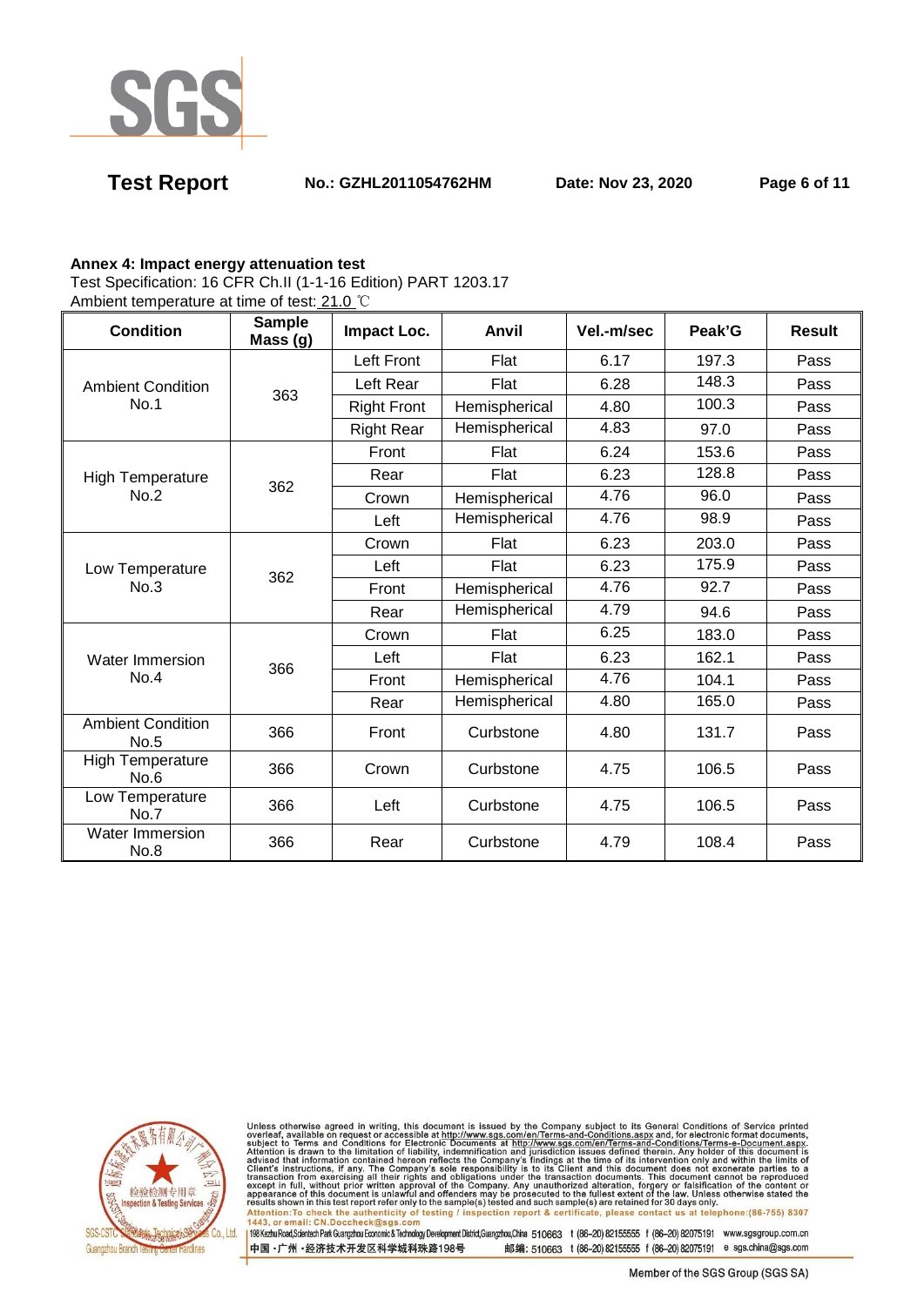**Annex 4: Impact energy attenuation test**

Test Specification: 16 CFR Ch.II (1-1-16 Edition) PART 1203.17

Ambient temperature at time of test: 21.0 ℃

| Condition | Sample Mass (g) | Impact Loc. | Anvil | Vel.-m/sec | Peak'G | Result |
|---|---|---|---|---|---|---|
| Ambient Condition No.1 | 363 | Left Front | Flat | 6.17 | 197.3 | Pass |
| | | Left Rear | Flat | 6.28 | 148.3 | Pass |
| | | Right Front | Hemispherical | 4.80 | 100.3 | Pass |
| | | Right Rear | Hemispherical | 4.83 | 97.0 | Pass |
| High Temperature No.2 | 362 | Front | Flat | 6.24 | 153.6 | Pass |
| | | Rear | Flat | 6.23 | 128.8 | Pass |
| | | Crown | Hemispherical | 4.76 | 96.0 | Pass |
| | | Left | Hemispherical | 4.76 | 98.9 | Pass |
| Low Temperature No.3 | 362 | Crown | Flat | 6.23 | 203.0 | Pass |
| | | Left | Flat | 6.23 | 175.9 | Pass |
| | | Front | Hemispherical | 4.76 | 92.7 | Pass |
| | | Rear | Hemispherical | 4.79 | 94.6 | Pass |
| Water Immersion No.4 | 366 | Crown | Flat | 6.25 | 183.0 | Pass |
| | | Left | Flat | 6.23 | 162.1 | Pass |
| | | Front | Hemispherical | 4.76 | 104.1 | Pass |
| | | Rear | Hemispherical | 4.80 | 165.0 | Pass |
| Ambient Condition No.5 | 366 | Front | Curbstone | 4.80 | 131.7 | Pass |
| High Temperature No.6 | 366 | Crown | Curbstone | 4.75 | 106.5 | Pass |
| Low Temperature No.7 | 366 | Left | Curbstone | 4.75 | 106.5 | Pass |
| Water Immersion No.8 | 366 | Rear | Curbstone | 4.79 | 108.4 | Pass |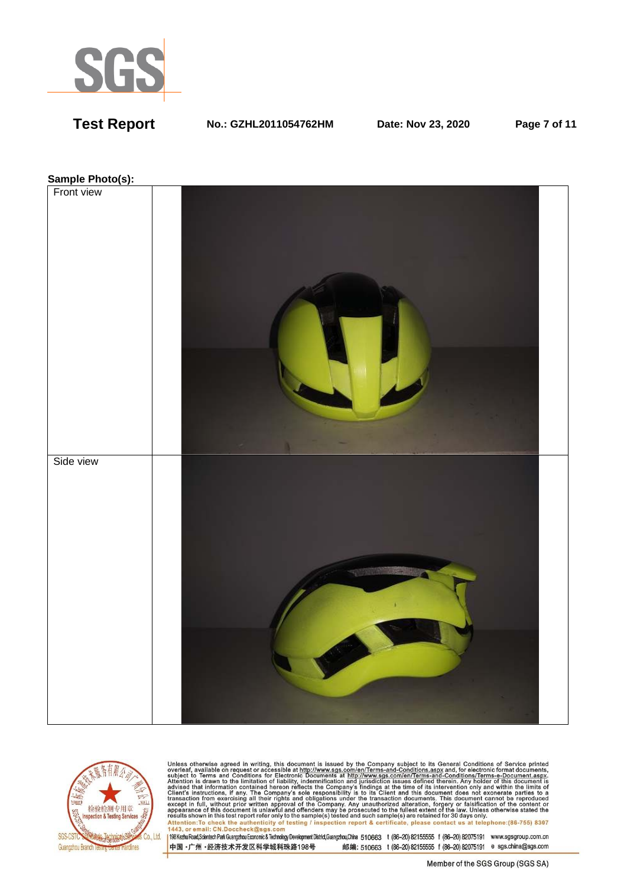**Sample Photo(s):**

| Front view | |
|---|---|
| Side view | |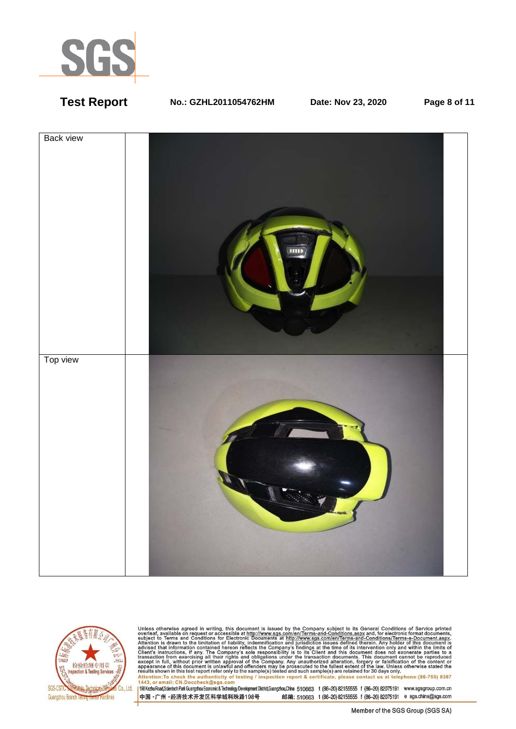| Back view | |
|---|---|
| Top view | |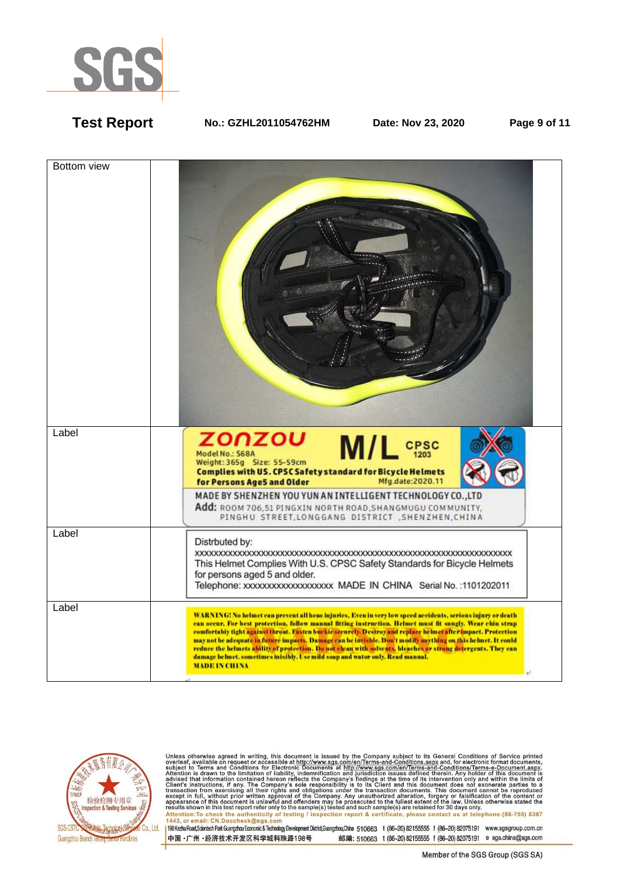| Bottom view | |
|---|---|
| Label | ZONZOU M/L CPSC 1203<br>Model No.: S68A<br>Weight: 365g Size: 55-59cm<br>**Complies with US. CPSC Safety standard for Bicycle Helmets for Persons Age5 and Older** Mfg.date:2020.11<br>MADE BY SHENZHEN YOU YUN AN INTELLIGENT TECHNOLOGY CO.,LTD<br>Add: ROOM 706,51 PINGXIN NORTH ROAD,SHANGMUGU COMMUNITY, PINGHU STREET,LONGGANG DISTRICT ,SHENZHEN,CHINA |
| Label | Distrbuted by:<br>xxxxxxxxxxxxxxxxxxxxxxxxxxxxxxxxxxxxxxxxxxxxxxxxxxxxxxxxxxxxxxxxxxxxxx<br>This Helmet Complies With U.S. CPSC Safety Standards for Bicycle Helmets for persons aged 5 and older.<br>Telephone: xxxxxxxxxxxxxxxxxx MADE IN CHINA Serial No. :1101202011 |
| Label | **WARNING! No helmet can prevent all heao injuries. Even in very low speed accidents, serious injury or death can occur. For best protection, follow manual fitting instruction. Helmet must fit snugly. Wear chin strap comfortably tight against throat. Fasten buckle securely. Destroy and replace helmet after impact. Protection may not be adequate in future impacts. Damage can be invisible. Don't modify anything on this helmet. It could reduce the helmets ability of protection. Do not clean with solvents, bleaches or strong detergents. They can damage helmet. sometimes inisibly. Use mild soap and wator only. Read manual.**<br>**MADE IN CHINA** |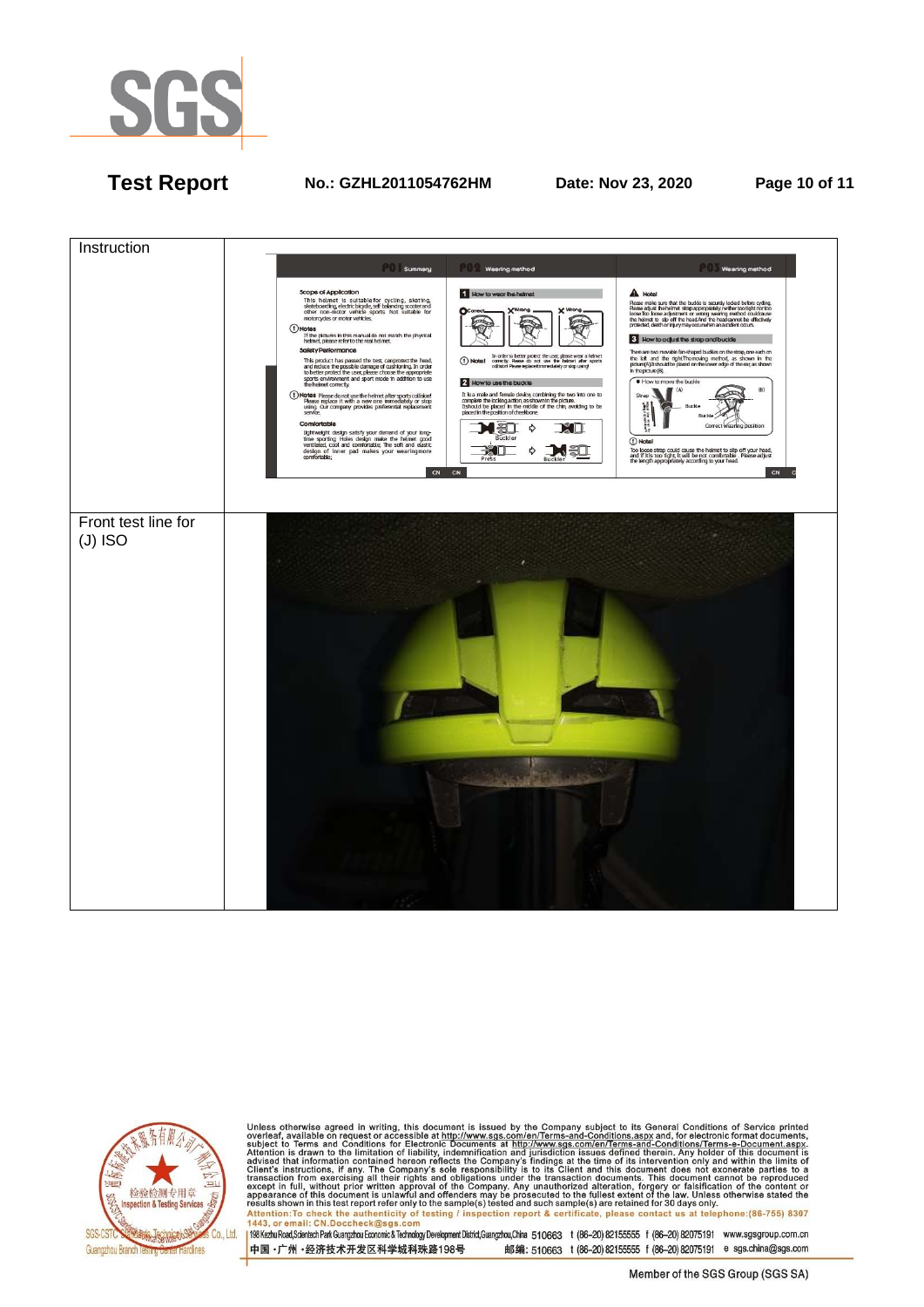| Instruction | |
|---|---|
| Front test line for (J) ISO | |

Unless otherwise agreed in writing, this document is issued by the Company subject to its General Conditions of Service printed overleaf, available on request or accessible at http://www.sgs.com/en/Terms-and-Conditions.aspx and, for electronic format documents, subject to Terms and Conditions for Electronic Documents at http://www.sgs.com/en/Terms-and-Conditions/Terms-e-Document.aspx. Attention is drawn to the limitation of liability, indemnification and jurisdiction issues defined therein. Any holder of this document is advised that information contained hereon reflects the Company's findings at the time of its intervention only and within the limits of Client's instructions, if any. The Company's sole responsibility is to its Client and this document does not exonerate parties to a transaction from exercising all their rights and obligations under the transaction documents. This document cannot be reproduced except in full, without prior written approval of the Company. Any unauthorized alteration, forgery or falsification of the content or appearance of this document is unlawful and offenders may be prosecuted to the fullest extent of the law. Unless otherwise stated the results shown in this test report refer only to the sample(s) tested and such sample(s) are retained for 30 days only.

Attention:To check the authenticity of testing / inspection report & certificate, please contact us at telephone:(86-755) 8307 1443, or email: CN.Doccheck@sgs.com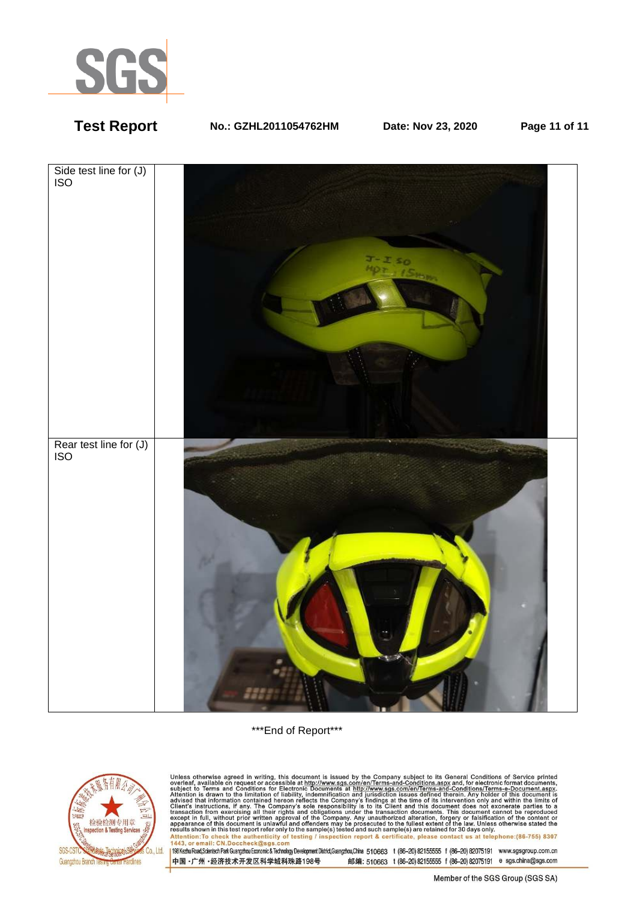| | |
|---|---|
| Side test line for (J) ISO | |
| Rear test line for (J) ISO | |

***End of Report***